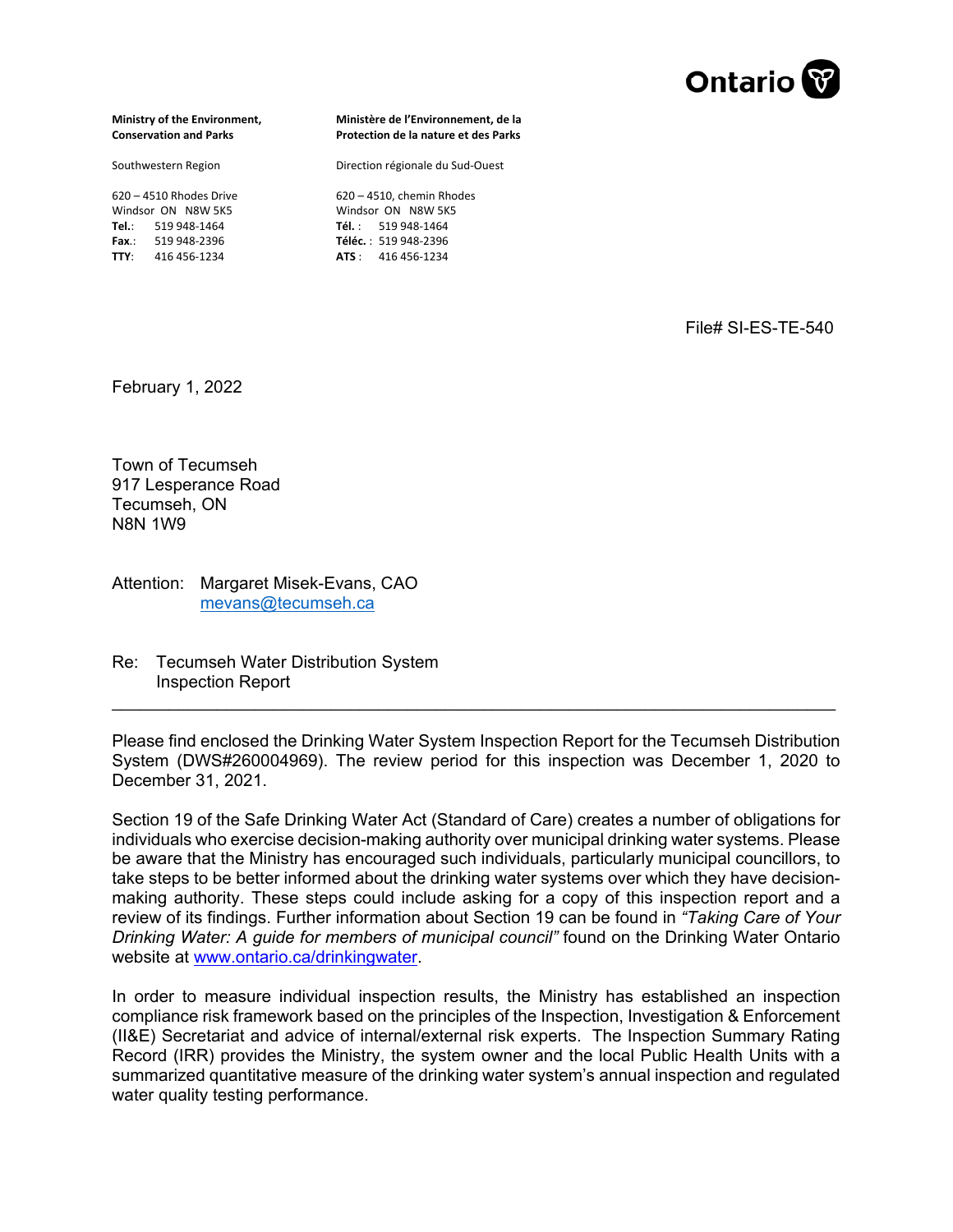Ontario

| Ministry of the Environment, Conservation and Parks | Ministère de l'Environnement, de la Protection de la nature et des Parks |
|---|---|
| Southwestern Region | Direction régionale du Sud-Ouest |
| 620 – 4510 Rhodes Drive | 620 – 4510, chemin Rhodes |
| Windsor ON N8W 5K5 | Windsor ON N8W 5K5 |
| **Tel.**: 519 948-1464 | **Tél.** : 519 948-1464 |
| **Fax.**: 519 948-2396 | **Téléc.** : 519 948-2396 |
| **TTY**: 416 456-1234 | **ATS** : 416 456-1234 |

File# SI-ES-TE-540

February 1, 2022

Town of Tecumseh
917 Lesperance Road
Tecumseh, ON
N8N 1W9

Attention: Margaret Misek-Evans, CAO
mevans@tecumseh.ca

Re: Tecumseh Water Distribution System
Inspection Report

---

Please find enclosed the Drinking Water System Inspection Report for the Tecumseh Distribution System (DWS#260004969). The review period for this inspection was December 1, 2020 to December 31, 2021.

Section 19 of the Safe Drinking Water Act (Standard of Care) creates a number of obligations for individuals who exercise decision-making authority over municipal drinking water systems. Please be aware that the Ministry has encouraged such individuals, particularly municipal councillors, to take steps to be better informed about the drinking water systems over which they have decision-making authority. These steps could include asking for a copy of this inspection report and a review of its findings. Further information about Section 19 can be found in *"Taking Care of Your Drinking Water: A guide for members of municipal council"* found on the Drinking Water Ontario website at www.ontario.ca/drinkingwater.

In order to measure individual inspection results, the Ministry has established an inspection compliance risk framework based on the principles of the Inspection, Investigation & Enforcement (II&E) Secretariat and advice of internal/external risk experts. The Inspection Summary Rating Record (IRR) provides the Ministry, the system owner and the local Public Health Units with a summarized quantitative measure of the drinking water system's annual inspection and regulated water quality testing performance.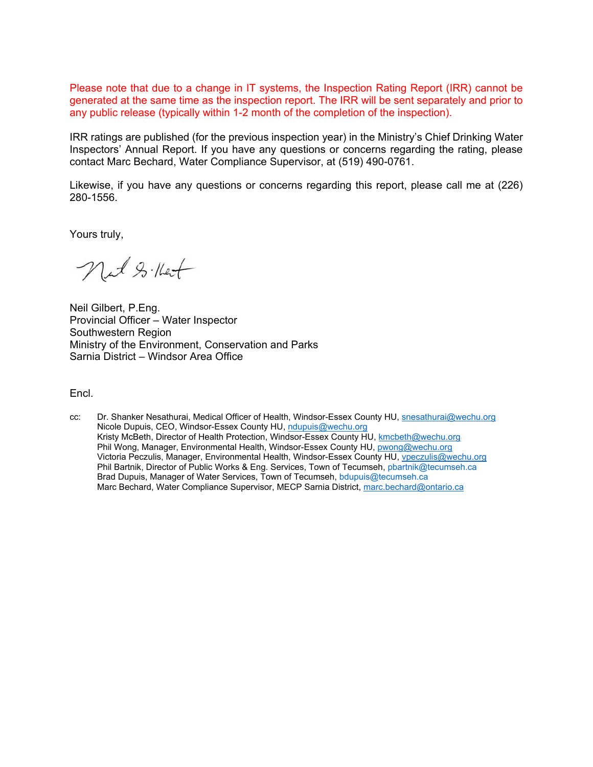Please note that due to a change in IT systems, the Inspection Rating Report (IRR) cannot be generated at the same time as the inspection report. The IRR will be sent separately and prior to any public release (typically within 1-2 month of the completion of the inspection).

IRR ratings are published (for the previous inspection year) in the Ministry's Chief Drinking Water Inspectors' Annual Report. If you have any questions or concerns regarding the rating, please contact Marc Bechard, Water Compliance Supervisor, at (519) 490-0761.

Likewise, if you have any questions or concerns regarding this report, please call me at (226) 280-1556.

Yours truly,

Neil Gilbert, P.Eng.
Provincial Officer – Water Inspector
Southwestern Region
Ministry of the Environment, Conservation and Parks
Sarnia District – Windsor Area Office

Encl.

cc: Dr. Shanker Nesathurai, Medical Officer of Health, Windsor-Essex County HU, snesathurai@wechu.org
Nicole Dupuis, CEO, Windsor-Essex County HU, ndupuis@wechu.org
Kristy McBeth, Director of Health Protection, Windsor-Essex County HU, kmcbeth@wechu.org
Phil Wong, Manager, Environmental Health, Windsor-Essex County HU, pwong@wechu.org
Victoria Peczulis, Manager, Environmental Health, Windsor-Essex County HU, vpeczulis@wechu.org
Phil Bartnik, Director of Public Works & Eng. Services, Town of Tecumseh, pbartnik@tecumseh.ca
Brad Dupuis, Manager of Water Services, Town of Tecumseh, bdupuis@tecumseh.ca
Marc Bechard, Water Compliance Supervisor, MECP Sarnia District, marc.bechard@ontario.ca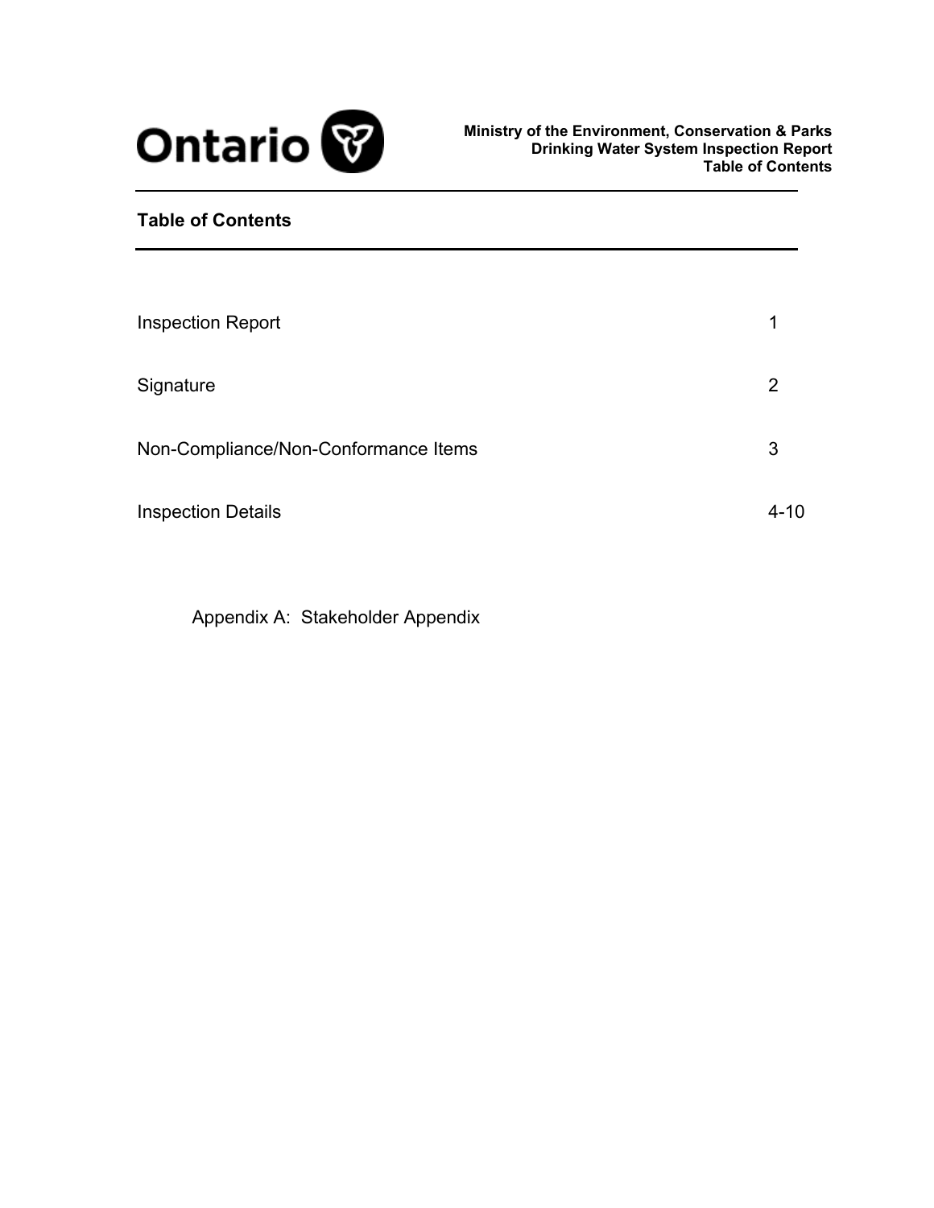## Table of Contents

| | |
|---|---|
| Inspection Report | 1 |
| Signature | 2 |
| Non-Compliance/Non-Conformance Items | 3 |
| Inspection Details | 4-10 |

Appendix A: Stakeholder Appendix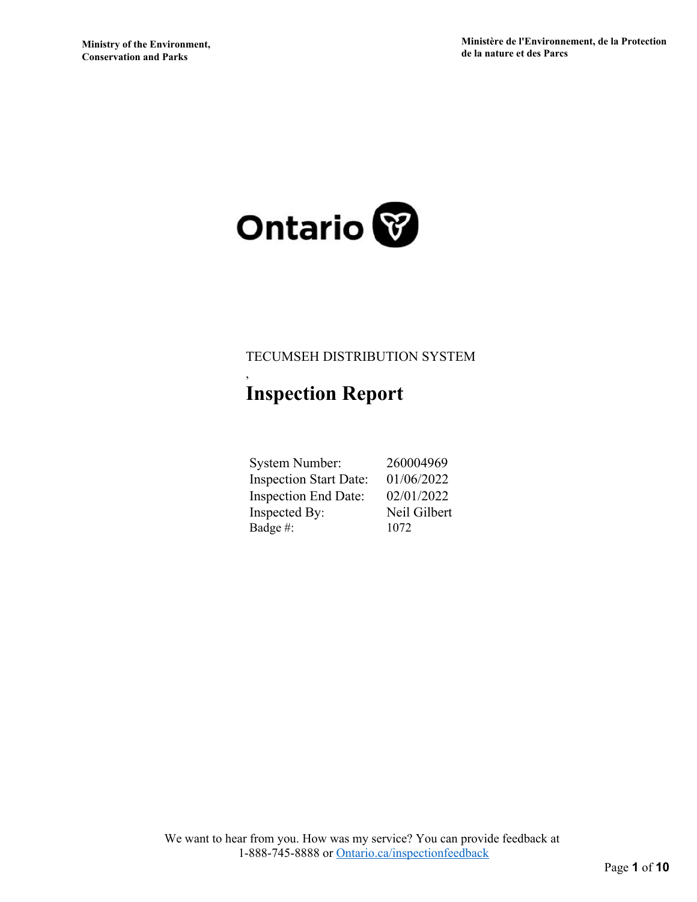Ministry of the Environment, Conservation and Parks

Ministère de l'Environnement, de la Protection de la nature et des Parcs

Ontario

TECUMSEH DISTRIBUTION SYSTEM

,

# Inspection Report

| | |
|---|---|
| System Number: | 260004969 |
| Inspection Start Date: | 01/06/2022 |
| Inspection End Date: | 02/01/2022 |
| Inspected By: | Neil Gilbert |
| Badge #: | 1072 |

We want to hear from you. How was my service? You can provide feedback at 1-888-745-8888 or Ontario.ca/inspectionfeedback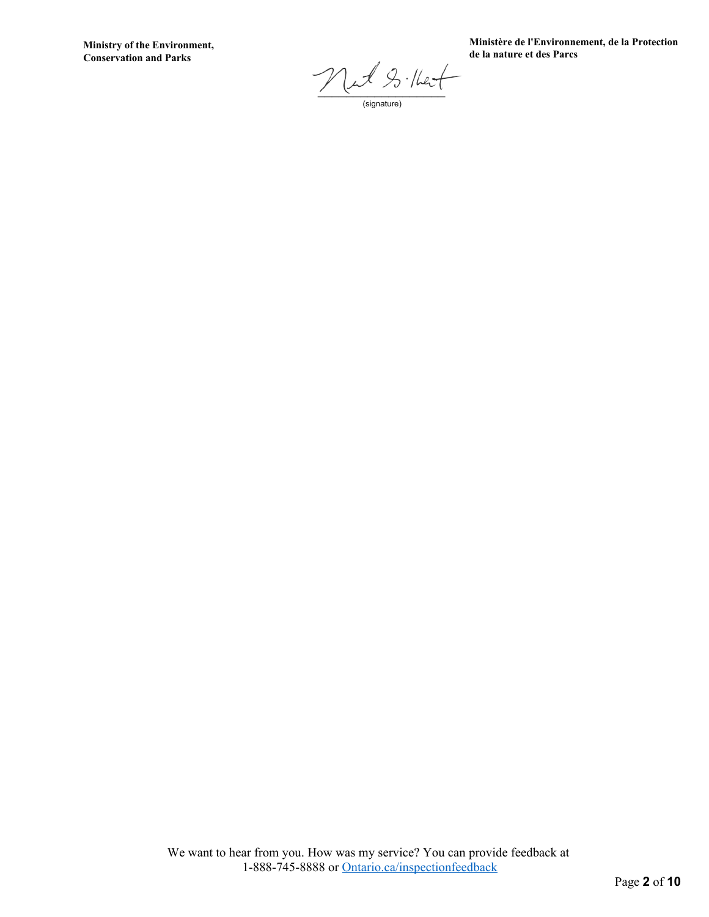(signature)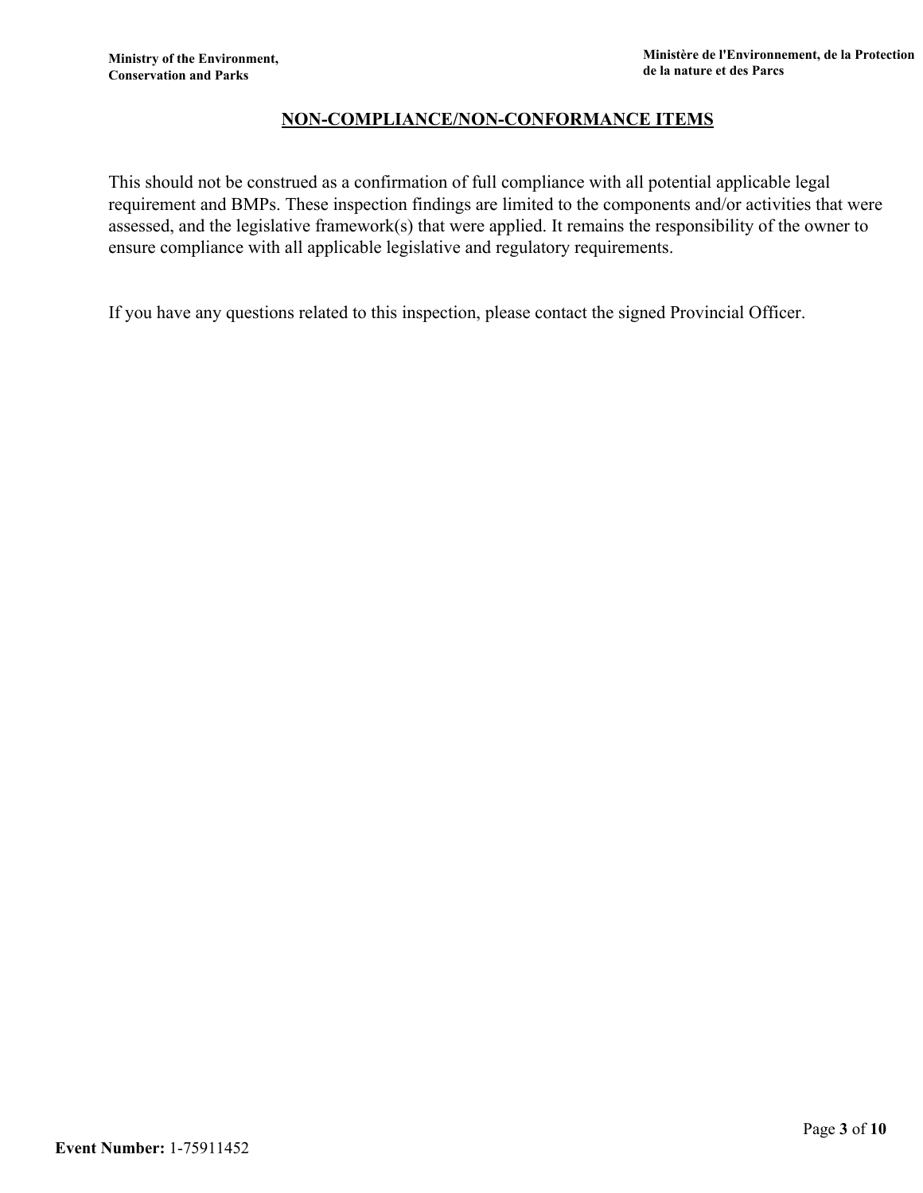## NON-COMPLIANCE/NON-CONFORMANCE ITEMS

This should not be construed as a confirmation of full compliance with all potential applicable legal requirement and BMPs. These inspection findings are limited to the components and/or activities that were assessed, and the legislative framework(s) that were applied. It remains the responsibility of the owner to ensure compliance with all applicable legislative and regulatory requirements.

If you have any questions related to this inspection, please contact the signed Provincial Officer.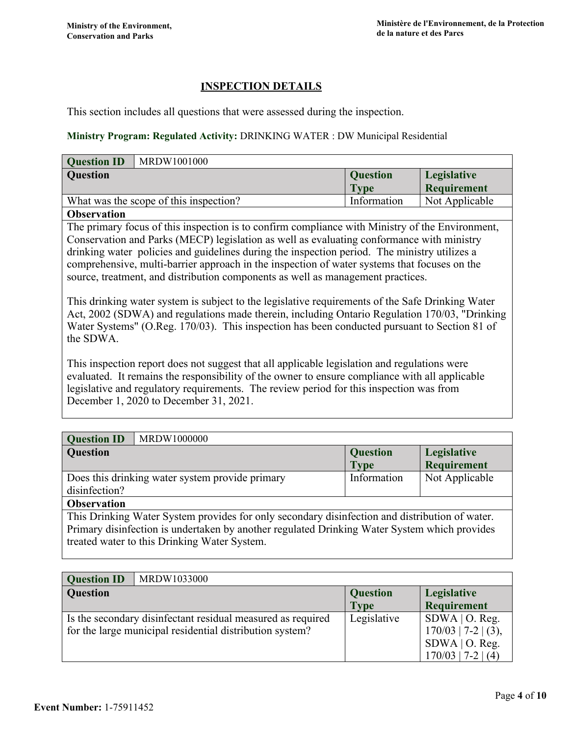## INSPECTION DETAILS

This section includes all questions that were assessed during the inspection.

**Ministry Program: Regulated Activity:** DRINKING WATER : DW Municipal Residential

| Question ID | MRDW1001000 | | |
|---|---|---|---|
| **Question** | | **Question Type** | **Legislative Requirement** |
| What was the scope of this inspection? | | Information | Not Applicable |
| **Observation** | | | |

The primary focus of this inspection is to confirm compliance with Ministry of the Environment, Conservation and Parks (MECP) legislation as well as evaluating conformance with ministry drinking water policies and guidelines during the inspection period. The ministry utilizes a comprehensive, multi-barrier approach in the inspection of water systems that focuses on the source, treatment, and distribution components as well as management practices.

This drinking water system is subject to the legislative requirements of the Safe Drinking Water Act, 2002 (SDWA) and regulations made therein, including Ontario Regulation 170/03, "Drinking Water Systems" (O.Reg. 170/03). This inspection has been conducted pursuant to Section 81 of the SDWA.

This inspection report does not suggest that all applicable legislation and regulations were evaluated. It remains the responsibility of the owner to ensure compliance with all applicable legislative and regulatory requirements. The review period for this inspection was from December 1, 2020 to December 31, 2021.

| Question ID | MRDW1000000 | | |
|---|---|---|---|
| **Question** | | **Question Type** | **Legislative Requirement** |
| Does this drinking water system provide primary disinfection? | | Information | Not Applicable |
| **Observation** | | | |

This Drinking Water System provides for only secondary disinfection and distribution of water. Primary disinfection is undertaken by another regulated Drinking Water System which provides treated water to this Drinking Water System.

| Question ID | MRDW1033000 | | |
|---|---|---|---|
| **Question** | | **Question Type** | **Legislative Requirement** |
| Is the secondary disinfectant residual measured as required for the large municipal residential distribution system? | | Legislative | SDWA \| O. Reg. 170/03 \| 7-2 \| (3), SDWA \| O. Reg. 170/03 \| 7-2 \| (4) |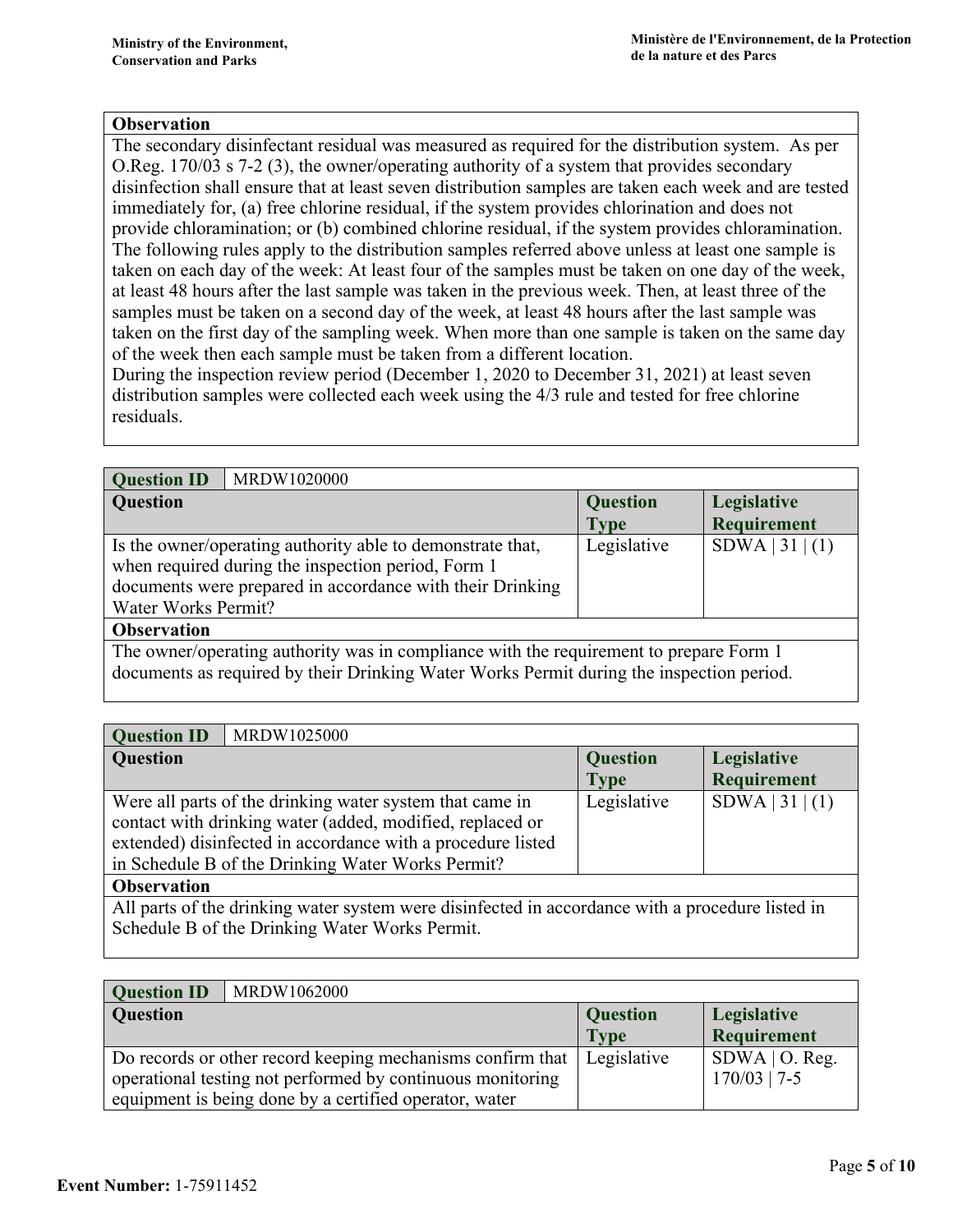| Observation |
|---|
| The secondary disinfectant residual was measured as required for the distribution system. As per O.Reg. 170/03 s 7-2 (3), the owner/operating authority of a system that provides secondary disinfection shall ensure that at least seven distribution samples are taken each week and are tested immediately for, (a) free chlorine residual, if the system provides chlorination and does not provide chloramination; or (b) combined chlorine residual, if the system provides chloramination. The following rules apply to the distribution samples referred above unless at least one sample is taken on each day of the week: At least four of the samples must be taken on one day of the week, at least 48 hours after the last sample was taken in the previous week. Then, at least three of the samples must be taken on a second day of the week, at least 48 hours after the last sample was taken on the first day of the sampling week. When more than one sample is taken on the same day of the week then each sample must be taken from a different location. During the inspection review period (December 1, 2020 to December 31, 2021) at least seven distribution samples were collected each week using the 4/3 rule and tested for free chlorine residuals. |

| Question ID | MRDW1020000 | | |
|---|---|---|---|
| **Question** | | **Question Type** | **Legislative Requirement** |
| Is the owner/operating authority able to demonstrate that, when required during the inspection period, Form 1 documents were prepared in accordance with their Drinking Water Works Permit? | | Legislative | SDWA \| 31 \| (1) |
| **Observation** | | | |
| The owner/operating authority was in compliance with the requirement to prepare Form 1 documents as required by their Drinking Water Works Permit during the inspection period. | | | |

| Question ID | MRDW1025000 | | |
|---|---|---|---|
| **Question** | | **Question Type** | **Legislative Requirement** |
| Were all parts of the drinking water system that came in contact with drinking water (added, modified, replaced or extended) disinfected in accordance with a procedure listed in Schedule B of the Drinking Water Works Permit? | | Legislative | SDWA \| 31 \| (1) |
| **Observation** | | | |
| All parts of the drinking water system were disinfected in accordance with a procedure listed in Schedule B of the Drinking Water Works Permit. | | | |

| Question ID | MRDW1062000 | | |
|---|---|---|---|
| **Question** | | **Question Type** | **Legislative Requirement** |
| Do records or other record keeping mechanisms confirm that operational testing not performed by continuous monitoring equipment is being done by a certified operator, water | | Legislative | SDWA \| O. Reg. 170/03 \| 7-5 |

**Event Number:** 1-75911452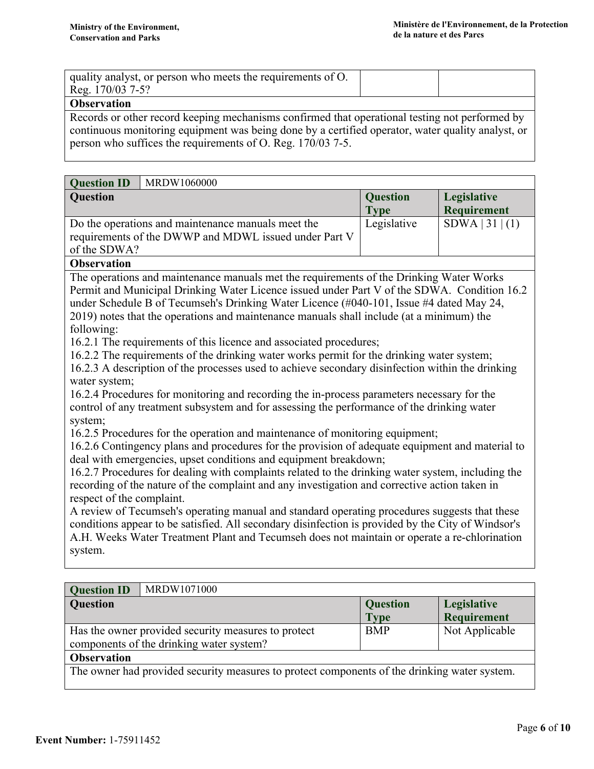| | | |
|---|---|---|
| quality analyst, or person who meets the requirements of O. Reg. 170/03 7-5? | | |

**Observation**

Records or other record keeping mechanisms confirmed that operational testing not performed by continuous monitoring equipment was being done by a certified operator, water quality analyst, or person who suffices the requirements of O. Reg. 170/03 7-5.

| **Question ID** | MRDW1060000 | |
|---|---|---|
| **Question** | **Question Type** | **Legislative Requirement** |
| Do the operations and maintenance manuals meet the requirements of the DWWP and MDWL issued under Part V of the SDWA? | Legislative | SDWA \| 31 \| (1) |

**Observation**

The operations and maintenance manuals met the requirements of the Drinking Water Works Permit and Municipal Drinking Water Licence issued under Part V of the SDWA. Condition 16.2 under Schedule B of Tecumseh's Drinking Water Licence (#040-101, Issue #4 dated May 24, 2019) notes that the operations and maintenance manuals shall include (at a minimum) the following:
16.2.1 The requirements of this licence and associated procedures;
16.2.2 The requirements of the drinking water works permit for the drinking water system;
16.2.3 A description of the processes used to achieve secondary disinfection within the drinking water system;
16.2.4 Procedures for monitoring and recording the in-process parameters necessary for the control of any treatment subsystem and for assessing the performance of the drinking water system;
16.2.5 Procedures for the operation and maintenance of monitoring equipment;
16.2.6 Contingency plans and procedures for the provision of adequate equipment and material to deal with emergencies, upset conditions and equipment breakdown;
16.2.7 Procedures for dealing with complaints related to the drinking water system, including the recording of the nature of the complaint and any investigation and corrective action taken in respect of the complaint.
A review of Tecumseh's operating manual and standard operating procedures suggests that these conditions appear to be satisfied. All secondary disinfection is provided by the City of Windsor's A.H. Weeks Water Treatment Plant and Tecumseh does not maintain or operate a re-chlorination system.

| **Question ID** | MRDW1071000 | |
|---|---|---|
| **Question** | **Question Type** | **Legislative Requirement** |
| Has the owner provided security measures to protect components of the drinking water system? | BMP | Not Applicable |

**Observation**

The owner had provided security measures to protect components of the drinking water system.

**Event Number:** 1-75911452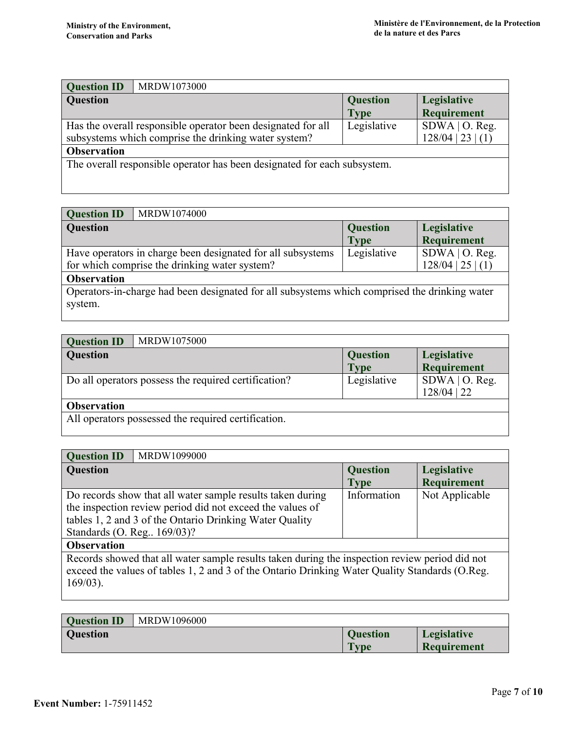| Question ID | MRDW1073000 | | |
|---|---|---|---|
| **Question** | | **Question Type** | **Legislative Requirement** |
| Has the overall responsible operator been designated for all subsystems which comprise the drinking water system? | | Legislative | SDWA \| O. Reg. 128/04 \| 23 \| (1) |
| **Observation** | | | |
| The overall responsible operator has been designated for each subsystem. | | | |

| Question ID | MRDW1074000 | | |
|---|---|---|---|
| **Question** | | **Question Type** | **Legislative Requirement** |
| Have operators in charge been designated for all subsystems for which comprise the drinking water system? | | Legislative | SDWA \| O. Reg. 128/04 \| 25 \| (1) |
| **Observation** | | | |
| Operators-in-charge had been designated for all subsystems which comprised the drinking water system. | | | |

| Question ID | MRDW1075000 | | |
|---|---|---|---|
| **Question** | | **Question Type** | **Legislative Requirement** |
| Do all operators possess the required certification? | | Legislative | SDWA \| O. Reg. 128/04 \| 22 |
| **Observation** | | | |
| All operators possessed the required certification. | | | |

| Question ID | MRDW1099000 | | |
|---|---|---|---|
| **Question** | | **Question Type** | **Legislative Requirement** |
| Do records show that all water sample results taken during the inspection review period did not exceed the values of tables 1, 2 and 3 of the Ontario Drinking Water Quality Standards (O. Reg.. 169/03)? | | Information | Not Applicable |
| **Observation** | | | |
| Records showed that all water sample results taken during the inspection review period did not exceed the values of tables 1, 2 and 3 of the Ontario Drinking Water Quality Standards (O.Reg. 169/03). | | | |

| Question ID | MRDW1096000 | | |
|---|---|---|---|
| **Question** | | **Question Type** | **Legislative Requirement** |

**Event Number:** 1-75911452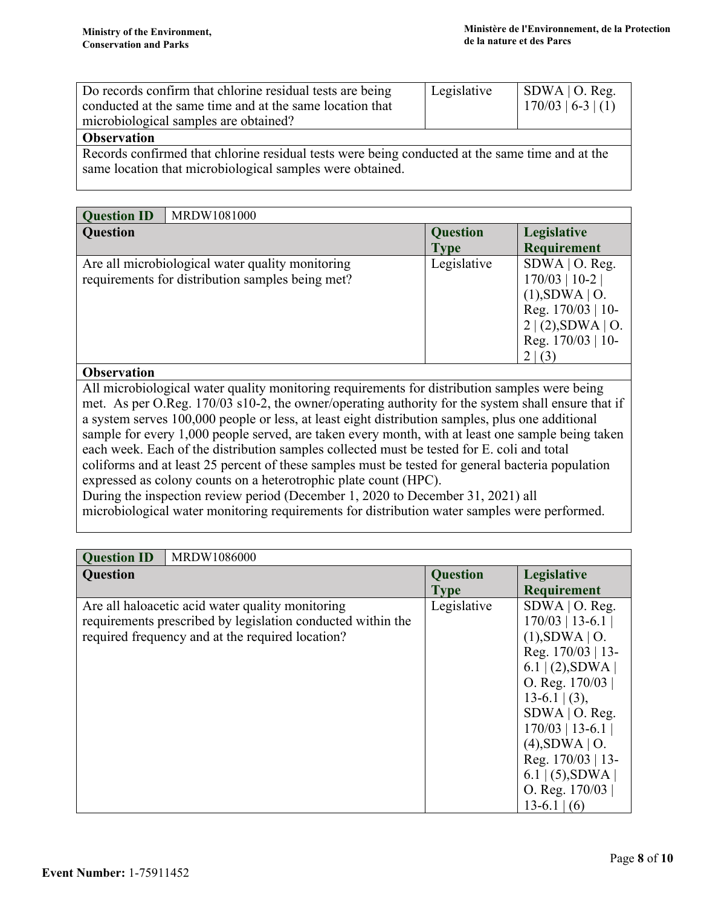| Do records confirm that chlorine residual tests are being conducted at the same time and at the same location that microbiological samples are obtained? | Legislative | SDWA \| O. Reg. 170/03 \| 6-3 \| (1) |
|---|---|---|

**Observation**

Records confirmed that chlorine residual tests were being conducted at the same time and at the same location that microbiological samples were obtained.

| **Question ID** | MRDW1081000 | |
|---|---|---|
| **Question** | **Question Type** | **Legislative Requirement** |
| Are all microbiological water quality monitoring requirements for distribution samples being met? | Legislative | SDWA \| O. Reg. 170/03 \| 10-2 \| (1),SDWA \| O. Reg. 170/03 \| 10-2 \| (2),SDWA \| O. Reg. 170/03 \| 10-2 \| (3) |

**Observation**

All microbiological water quality monitoring requirements for distribution samples were being met. As per O.Reg. 170/03 s10-2, the owner/operating authority for the system shall ensure that if a system serves 100,000 people or less, at least eight distribution samples, plus one additional sample for every 1,000 people served, are taken every month, with at least one sample being taken each week. Each of the distribution samples collected must be tested for E. coli and total coliforms and at least 25 percent of these samples must be tested for general bacteria population expressed as colony counts on a heterotrophic plate count (HPC).
During the inspection review period (December 1, 2020 to December 31, 2021) all microbiological water monitoring requirements for distribution water samples were performed.

| **Question ID** | MRDW1086000 | |
|---|---|---|
| **Question** | **Question Type** | **Legislative Requirement** |
| Are all haloacetic acid water quality monitoring requirements prescribed by legislation conducted within the required frequency and at the required location? | Legislative | SDWA \| O. Reg. 170/03 \| 13-6.1 \| (1),SDWA \| O. Reg. 170/03 \| 13-6.1 \| (2),SDWA \| O. Reg. 170/03 \| 13-6.1 \| (3), SDWA \| O. Reg. 170/03 \| 13-6.1 \| (4),SDWA \| O. Reg. 170/03 \| 13-6.1 \| (5),SDWA \| O. Reg. 170/03 \| 13-6.1 \| (6) |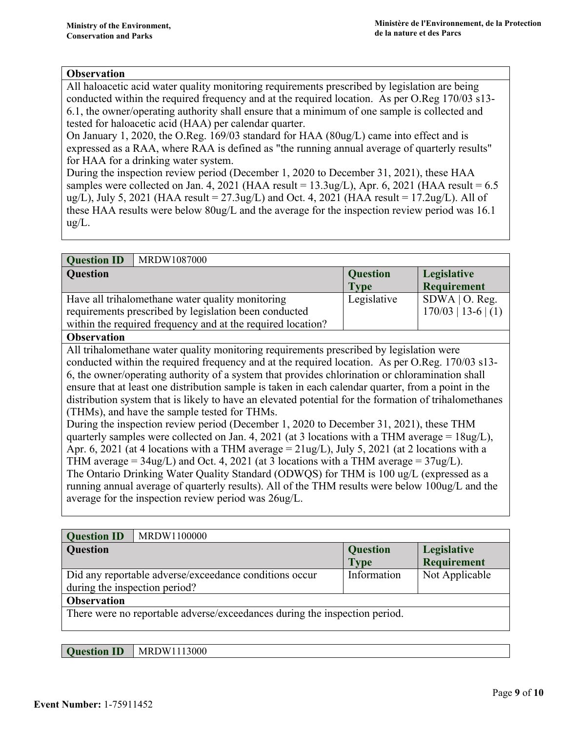**Observation**

All haloacetic acid water quality monitoring requirements prescribed by legislation are being conducted within the required frequency and at the required location. As per O.Reg 170/03 s13-6.1, the owner/operating authority shall ensure that a minimum of one sample is collected and tested for haloacetic acid (HAA) per calendar quarter.
On January 1, 2020, the O.Reg. 169/03 standard for HAA (80ug/L) came into effect and is expressed as a RAA, where RAA is defined as "the running annual average of quarterly results" for HAA for a drinking water system.
During the inspection review period (December 1, 2020 to December 31, 2021), these HAA samples were collected on Jan. 4, 2021 (HAA result = 13.3ug/L), Apr. 6, 2021 (HAA result = 6.5 ug/L), July 5, 2021 (HAA result = 27.3ug/L) and Oct. 4, 2021 (HAA result = 17.2ug/L). All of these HAA results were below 80ug/L and the average for the inspection review period was 16.1 ug/L.

| **Question ID** | MRDW1087000 | | |
|---|---|---|---|
| **Question** | | **Question Type** | **Legislative Requirement** |
| Have all trihalomethane water quality monitoring requirements prescribed by legislation been conducted within the required frequency and at the required location? | | Legislative | SDWA \| O. Reg. 170/03 \| 13-6 \| (1) |

**Observation**

All trihalomethane water quality monitoring requirements prescribed by legislation were conducted within the required frequency and at the required location. As per O.Reg. 170/03 s13-6, the owner/operating authority of a system that provides chlorination or chloramination shall ensure that at least one distribution sample is taken in each calendar quarter, from a point in the distribution system that is likely to have an elevated potential for the formation of trihalomethanes (THMs), and have the sample tested for THMs.
During the inspection review period (December 1, 2020 to December 31, 2021), these THM quarterly samples were collected on Jan. 4, 2021 (at 3 locations with a THM average = 18ug/L), Apr. 6, 2021 (at 4 locations with a THM average = 21ug/L), July 5, 2021 (at 2 locations with a THM average = 34ug/L) and Oct. 4, 2021 (at 3 locations with a THM average = 37ug/L).
The Ontario Drinking Water Quality Standard (ODWQS) for THM is 100 ug/L (expressed as a running annual average of quarterly results). All of the THM results were below 100ug/L and the average for the inspection review period was 26ug/L.

| **Question ID** | MRDW1100000 | | |
|---|---|---|---|
| **Question** | | **Question Type** | **Legislative Requirement** |
| Did any reportable adverse/exceedance conditions occur during the inspection period? | | Information | Not Applicable |

**Observation**

There were no reportable adverse/exceedances during the inspection period.

| **Question ID** | MRDW1113000 |
|---|---|

**Event Number:** 1-75911452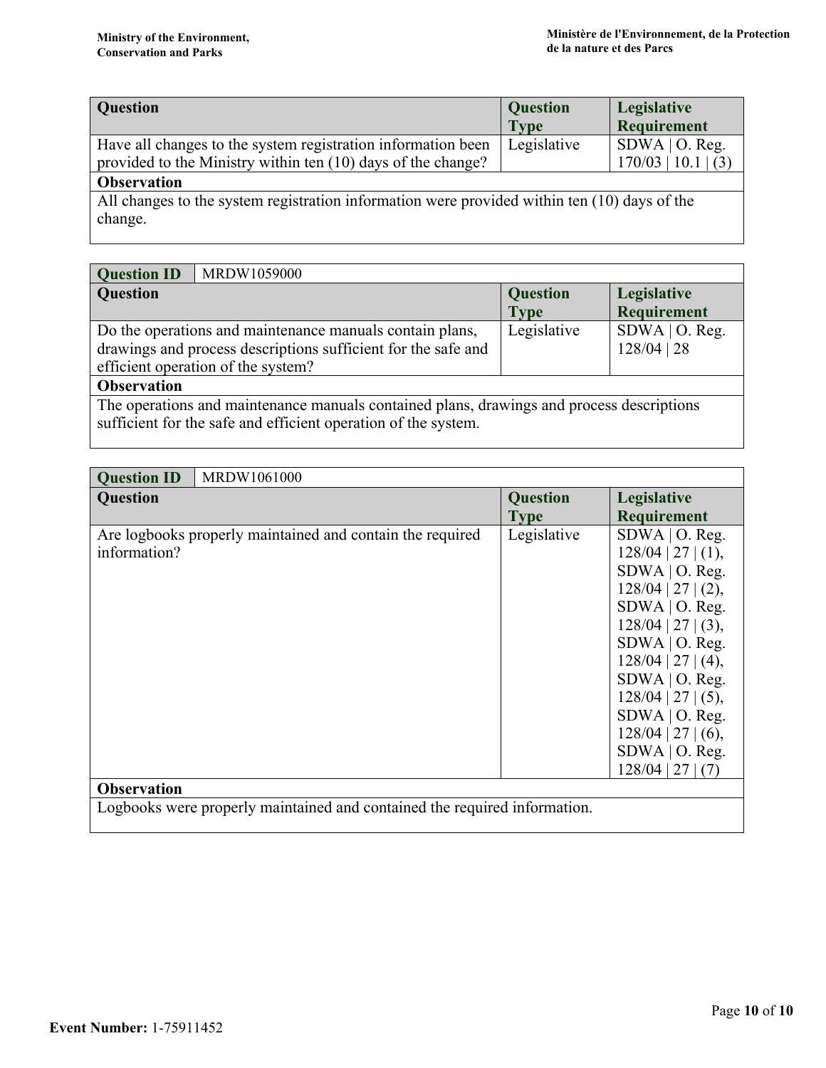| Question | Question Type | Legislative Requirement |
|---|---|---|
| Have all changes to the system registration information been provided to the Ministry within ten (10) days of the change? | Legislative | SDWA \| O. Reg. 170/03 \| 10.1 \| (3) |
| **Observation** | | |
| All changes to the system registration information were provided within ten (10) days of the change. | | |

| Question ID | MRDW1059000 | |
|---|---|---|
| **Question** | **Question Type** | **Legislative Requirement** |
| Do the operations and maintenance manuals contain plans, drawings and process descriptions sufficient for the safe and efficient operation of the system? | Legislative | SDWA \| O. Reg. 128/04 \| 28 |
| **Observation** | | |
| The operations and maintenance manuals contained plans, drawings and process descriptions sufficient for the safe and efficient operation of the system. | | |

| Question ID | MRDW1061000 | |
|---|---|---|
| **Question** | **Question Type** | **Legislative Requirement** |
| Are logbooks properly maintained and contain the required information? | Legislative | SDWA \| O. Reg. 128/04 \| 27 \| (1), SDWA \| O. Reg. 128/04 \| 27 \| (2), SDWA \| O. Reg. 128/04 \| 27 \| (3), SDWA \| O. Reg. 128/04 \| 27 \| (4), SDWA \| O. Reg. 128/04 \| 27 \| (5), SDWA \| O. Reg. 128/04 \| 27 \| (6), SDWA \| O. Reg. 128/04 \| 27 \| (7) |
| **Observation** | | |
| Logbooks were properly maintained and contained the required information. | | |

**Event Number:** 1-75911452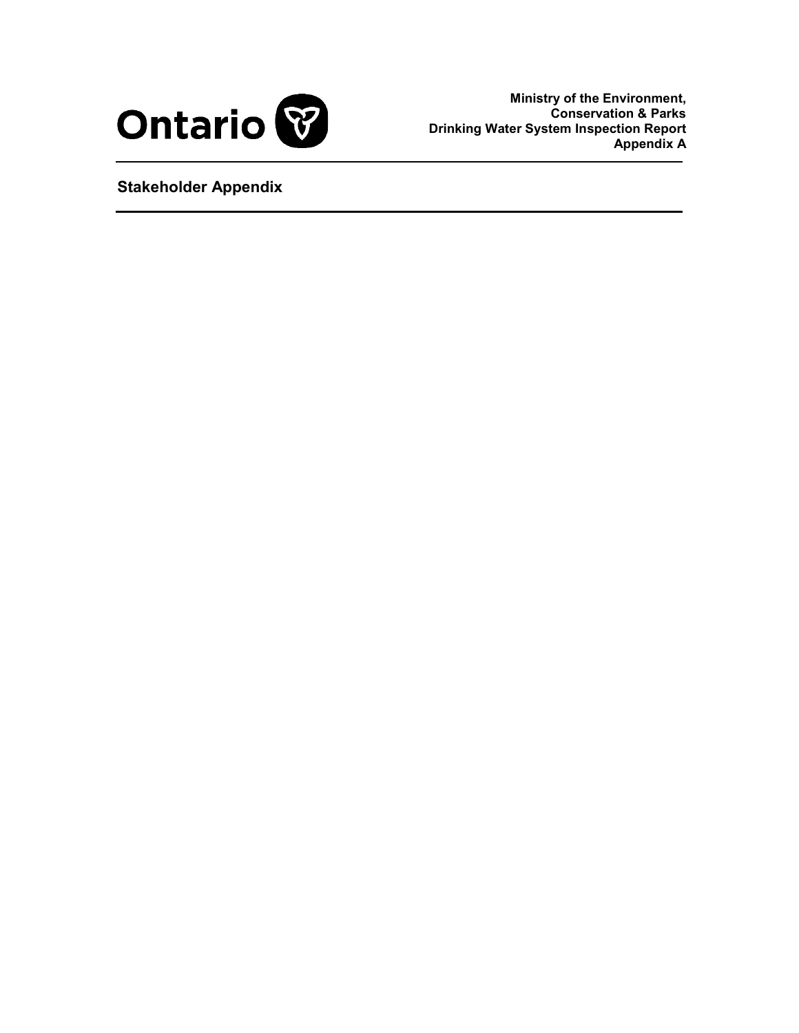Ministry of the Environment, Conservation & Parks
Drinking Water System Inspection Report
Appendix A

## Stakeholder Appendix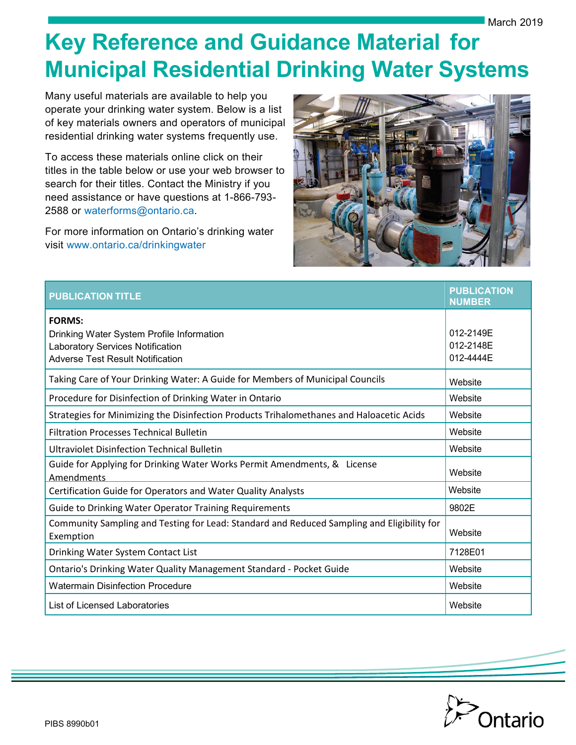March 2019

# Key Reference and Guidance Material for Municipal Residential Drinking Water Systems

Many useful materials are available to help you operate your drinking water system. Below is a list of key materials owners and operators of municipal residential drinking water systems frequently use.

To access these materials online click on their titles in the table below or use your web browser to search for their titles. Contact the Ministry if you need assistance or have questions at 1-866-793-2588 or waterforms@ontario.ca.

For more information on Ontario's drinking water visit www.ontario.ca/drinkingwater

| PUBLICATION TITLE | PUBLICATION NUMBER |
|---|---|
| **FORMS:**<br>Drinking Water System Profile Information<br>Laboratory Services Notification<br>Adverse Test Result Notification | <br>012-2149E<br>012-2148E<br>012-4444E |
| Taking Care of Your Drinking Water: A Guide for Members of Municipal Councils | Website |
| Procedure for Disinfection of Drinking Water in Ontario | Website |
| Strategies for Minimizing the Disinfection Products Trihalomethanes and Haloacetic Acids | Website |
| Filtration Processes Technical Bulletin | Website |
| Ultraviolet Disinfection Technical Bulletin | Website |
| Guide for Applying for Drinking Water Works Permit Amendments, & License Amendments | Website |
| Certification Guide for Operators and Water Quality Analysts | Website |
| Guide to Drinking Water Operator Training Requirements | 9802E |
| Community Sampling and Testing for Lead: Standard and Reduced Sampling and Eligibility for Exemption | Website |
| Drinking Water System Contact List | 7128E01 |
| Ontario's Drinking Water Quality Management Standard - Pocket Guide | Website |
| Watermain Disinfection Procedure | Website |
| List of Licensed Laboratories | Website |

PIBS 8990b01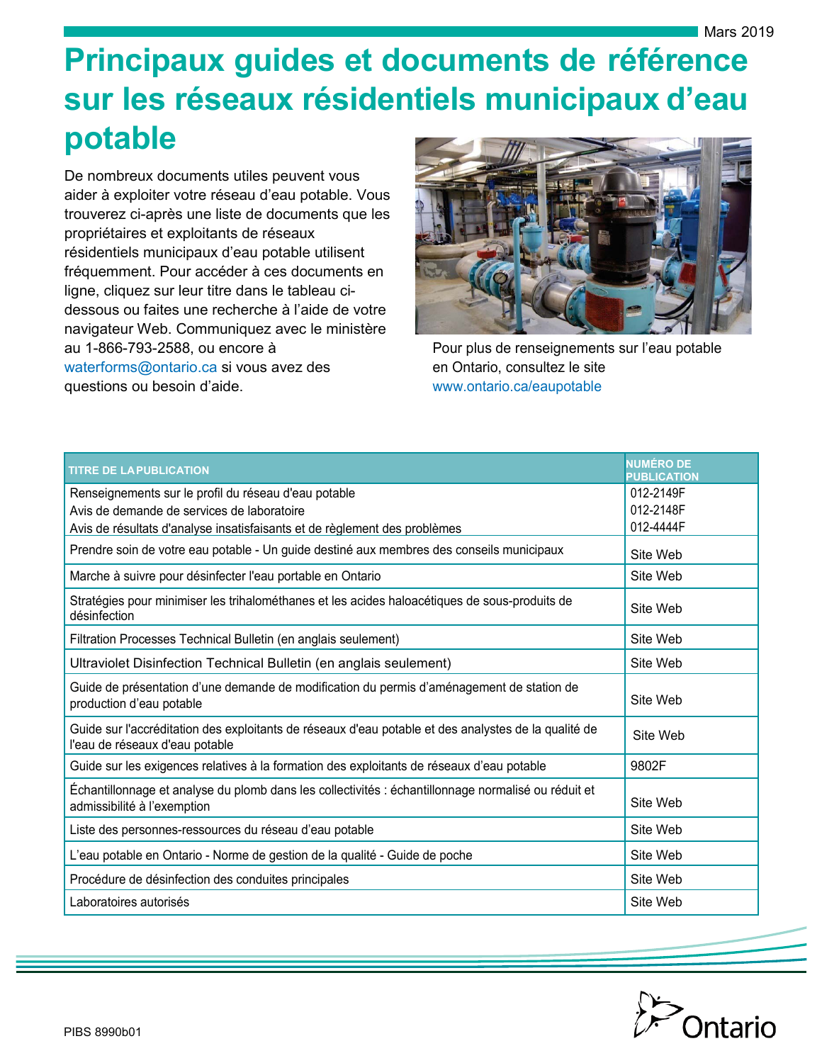Mars 2019

# Principaux guides et documents de référence sur les réseaux résidentiels municipaux d'eau potable

De nombreux documents utiles peuvent vous aider à exploiter votre réseau d'eau potable. Vous trouverez ci-après une liste de documents que les propriétaires et exploitants de réseaux résidentiels municipaux d'eau potable utilisent fréquemment. Pour accéder à ces documents en ligne, cliquez sur leur titre dans le tableau ci-dessous ou faites une recherche à l'aide de votre navigateur Web. Communiquez avec le ministère au 1-866-793-2588, ou encore à waterforms@ontario.ca si vous avez des questions ou besoin d'aide.

Pour plus de renseignements sur l'eau potable en Ontario, consultez le site www.ontario.ca/eaupotable

| TITRE DE LA PUBLICATION | NUMÉRO DE PUBLICATION |
|---|---|
| Renseignements sur le profil du réseau d'eau potable<br>Avis de demande de services de laboratoire<br>Avis de résultats d'analyse insatisfaisants et de règlement des problèmes | 012-2149F<br>012-2148F<br>012-4444F |
| Prendre soin de votre eau potable - Un guide destiné aux membres des conseils municipaux | Site Web |
| Marche à suivre pour désinfecter l'eau portable en Ontario | Site Web |
| Stratégies pour minimiser les trihalométhanes et les acides haloacétiques de sous-produits de désinfection | Site Web |
| Filtration Processes Technical Bulletin (en anglais seulement) | Site Web |
| Ultraviolet Disinfection Technical Bulletin (en anglais seulement) | Site Web |
| Guide de présentation d'une demande de modification du permis d'aménagement de station de production d'eau potable | Site Web |
| Guide sur l'accréditation des exploitants de réseaux d'eau potable et des analystes de la qualité de l'eau de réseaux d'eau potable | Site Web |
| Guide sur les exigences relatives à la formation des exploitants de réseaux d'eau potable | 9802F |
| Échantillonnage et analyse du plomb dans les collectivités : échantillonnage normalisé ou réduit et admissibilité à l'exemption | Site Web |
| Liste des personnes-ressources du réseau d'eau potable | Site Web |
| L'eau potable en Ontario - Norme de gestion de la qualité - Guide de poche | Site Web |
| Procédure de désinfection des conduites principales | Site Web |
| Laboratoires autorisés | Site Web |

PIBS 8990b01

Ontario